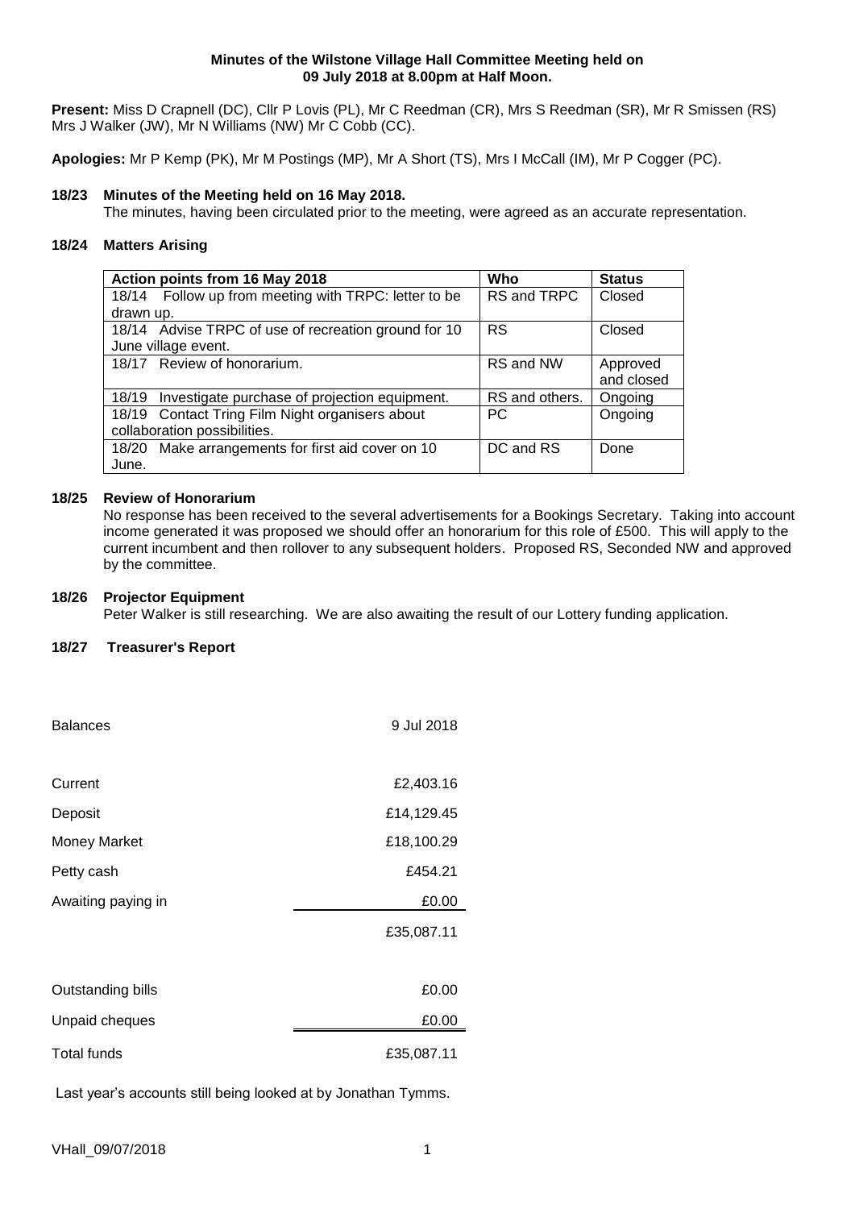**Minutes of the Wilstone Village Hall Committee Meeting held on 09 July 2018 at 8.00pm at Half Moon.**

**Present:** Miss D Crapnell (DC), Cllr P Lovis (PL), Mr C Reedman (CR), Mrs S Reedman (SR), Mr R Smissen (RS) Mrs J Walker (JW), Mr N Williams (NW) Mr C Cobb (CC).

**Apologies:** Mr P Kemp (PK), Mr M Postings (MP), Mr A Short (TS), Mrs I McCall (IM), Mr P Cogger (PC).

**18/23 Minutes of the Meeting held on 16 May 2018.**

The minutes, having been circulated prior to the meeting, were agreed as an accurate representation.

**18/24 Matters Arising**

| Action points from 16 May 2018 | Who | Status |
|---|---|---|
| 18/14 Follow up from meeting with TRPC: letter to be drawn up. | RS and TRPC | Closed |
| 18/14 Advise TRPC of use of recreation ground for 10 June village event. | RS | Closed |
| 18/17 Review of honorarium. | RS and NW | Approved and closed |
| 18/19 Investigate purchase of projection equipment. | RS and others. | Ongoing |
| 18/19 Contact Tring Film Night organisers about collaboration possibilities. | PC | Ongoing |
| 18/20 Make arrangements for first aid cover on 10 June. | DC and RS | Done |

**18/25 Review of Honorarium**

No response has been received to the several advertisements for a Bookings Secretary. Taking into account income generated it was proposed we should offer an honorarium for this role of £500. This will apply to the current incumbent and then rollover to any subsequent holders. Proposed RS, Seconded NW and approved by the committee.

**18/26 Projector Equipment**

Peter Walker is still researching. We are also awaiting the result of our Lottery funding application.

**18/27 Treasurer's Report**

| Balances | 9 Jul 2018 |
|---|---|
| Current | £2,403.16 |
| Deposit | £14,129.45 |
| Money Market | £18,100.29 |
| Petty cash | £454.21 |
| Awaiting paying in | £0.00 |
| | £35,087.11 |
| Outstanding bills | £0.00 |
| Unpaid cheques | £0.00 |
| Total funds | £35,087.11 |

Last year's accounts still being looked at by Jonathan Tymms.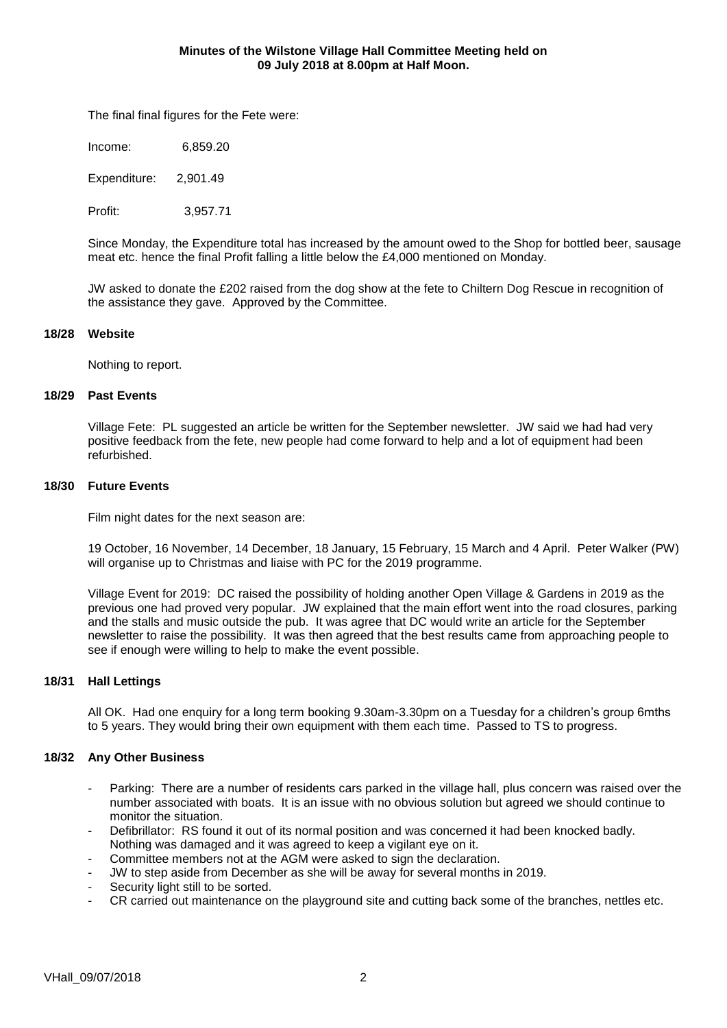**Minutes of the Wilstone Village Hall Committee Meeting held on 09 July 2018 at 8.00pm at Half Moon.**

The final final figures for the Fete were:

Income: 6,859.20

Expenditure: 2,901.49

Profit: 3,957.71

Since Monday, the Expenditure total has increased by the amount owed to the Shop for bottled beer, sausage meat etc. hence the final Profit falling a little below the £4,000 mentioned on Monday.

JW asked to donate the £202 raised from the dog show at the fete to Chiltern Dog Rescue in recognition of the assistance they gave. Approved by the Committee.

**18/28 Website**

Nothing to report.

**18/29 Past Events**

Village Fete: PL suggested an article be written for the September newsletter. JW said we had had very positive feedback from the fete, new people had come forward to help and a lot of equipment had been refurbished.

**18/30 Future Events**

Film night dates for the next season are:

19 October, 16 November, 14 December, 18 January, 15 February, 15 March and 4 April. Peter Walker (PW) will organise up to Christmas and liaise with PC for the 2019 programme.

Village Event for 2019: DC raised the possibility of holding another Open Village & Gardens in 2019 as the previous one had proved very popular. JW explained that the main effort went into the road closures, parking and the stalls and music outside the pub. It was agree that DC would write an article for the September newsletter to raise the possibility. It was then agreed that the best results came from approaching people to see if enough were willing to help to make the event possible.

**18/31 Hall Lettings**

All OK. Had one enquiry for a long term booking 9.30am-3.30pm on a Tuesday for a children's group 6mths to 5 years. They would bring their own equipment with them each time. Passed to TS to progress.

**18/32 Any Other Business**

- Parking: There are a number of residents cars parked in the village hall, plus concern was raised over the number associated with boats. It is an issue with no obvious solution but agreed we should continue to monitor the situation.
- Defibrillator: RS found it out of its normal position and was concerned it had been knocked badly. Nothing was damaged and it was agreed to keep a vigilant eye on it.
- Committee members not at the AGM were asked to sign the declaration.
- JW to step aside from December as she will be away for several months in 2019.
- Security light still to be sorted.
- CR carried out maintenance on the playground site and cutting back some of the branches, nettles etc.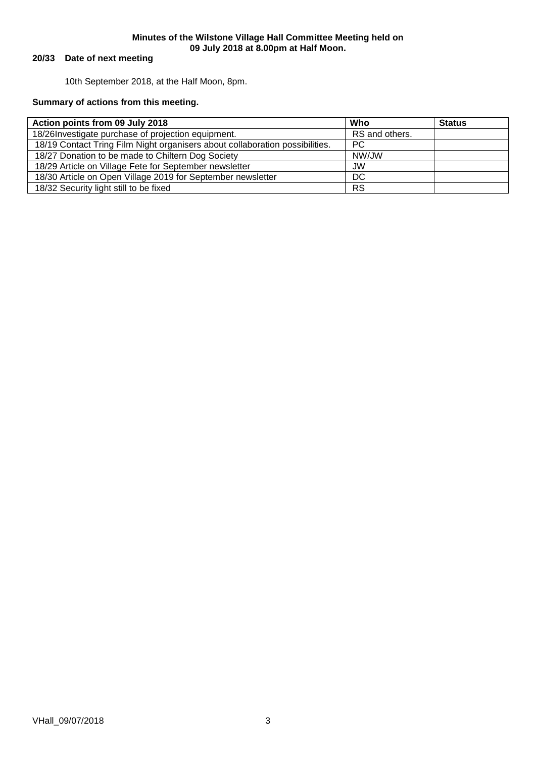**Minutes of the Wilstone Village Hall Committee Meeting held on 09 July 2018 at 8.00pm at Half Moon.**

### 20/33 Date of next meeting

10th September 2018, at the Half Moon, 8pm.

**Summary of actions from this meeting.**

| Action points from 09 July 2018 | Who | Status |
|---|---|---|
| 18/26Investigate purchase of projection equipment. | RS and others. | |
| 18/19 Contact Tring Film Night organisers about collaboration possibilities. | PC | |
| 18/27 Donation to be made to Chiltern Dog Society | NW/JW | |
| 18/29 Article on Village Fete for September newsletter | JW | |
| 18/30 Article on Open Village 2019 for September newsletter | DC | |
| 18/32 Security light still to be fixed | RS | |